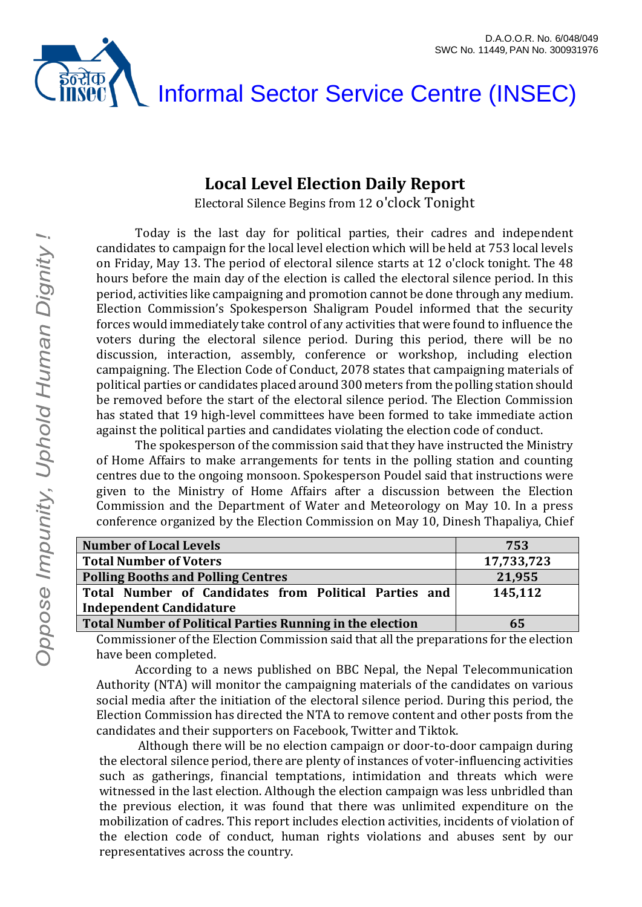D.A.O.O.R. No. 6/048/049
SWC No. 11449, PAN No. 300931976

Informal Sector Service Centre (INSEC)

# Local Level Election Daily Report

Electoral Silence Begins from 12 o'clock Tonight

Today is the last day for political parties, their cadres and independent candidates to campaign for the local level election which will be held at 753 local levels on Friday, May 13. The period of electoral silence starts at 12 o'clock tonight. The 48 hours before the main day of the election is called the electoral silence period. In this period, activities like campaigning and promotion cannot be done through any medium. Election Commission's Spokesperson Shaligram Poudel informed that the security forces would immediately take control of any activities that were found to influence the voters during the electoral silence period. During this period, there will be no discussion, interaction, assembly, conference or workshop, including election campaigning. The Election Code of Conduct, 2078 states that campaigning materials of political parties or candidates placed around 300 meters from the polling station should be removed before the start of the electoral silence period. The Election Commission has stated that 19 high-level committees have been formed to take immediate action against the political parties and candidates violating the election code of conduct.

The spokesperson of the commission said that they have instructed the Ministry of Home Affairs to make arrangements for tents in the polling station and counting centres due to the ongoing monsoon. Spokesperson Poudel said that instructions were given to the Ministry of Home Affairs after a discussion between the Election Commission and the Department of Water and Meteorology on May 10. In a press conference organized by the Election Commission on May 10, Dinesh Thapaliya, Chief Commissioner of the Election Commission said that all the preparations for the election have been completed.

| Number of Local Levels | 753 |
|---|---|
| Total Number of Voters | 17,733,723 |
| Polling Booths and Polling Centres | 21,955 |
| Total Number of Candidates from Political Parties and Independent Candidature | 145,112 |
| Total Number of Political Parties Running in the election | 65 |

According to a news published on BBC Nepal, the Nepal Telecommunication Authority (NTA) will monitor the campaigning materials of the candidates on various social media after the initiation of the electoral silence period. During this period, the Election Commission has directed the NTA to remove content and other posts from the candidates and their supporters on Facebook, Twitter and Tiktok.

Although there will be no election campaign or door-to-door campaign during the electoral silence period, there are plenty of instances of voter-influencing activities such as gatherings, financial temptations, intimidation and threats which were witnessed in the last election. Although the election campaign was less unbridled than the previous election, it was found that there was unlimited expenditure on the mobilization of cadres. This report includes election activities, incidents of violation of the election code of conduct, human rights violations and abuses sent by our representatives across the country.

*Oppose Impunity, Uphold Human Dignity !*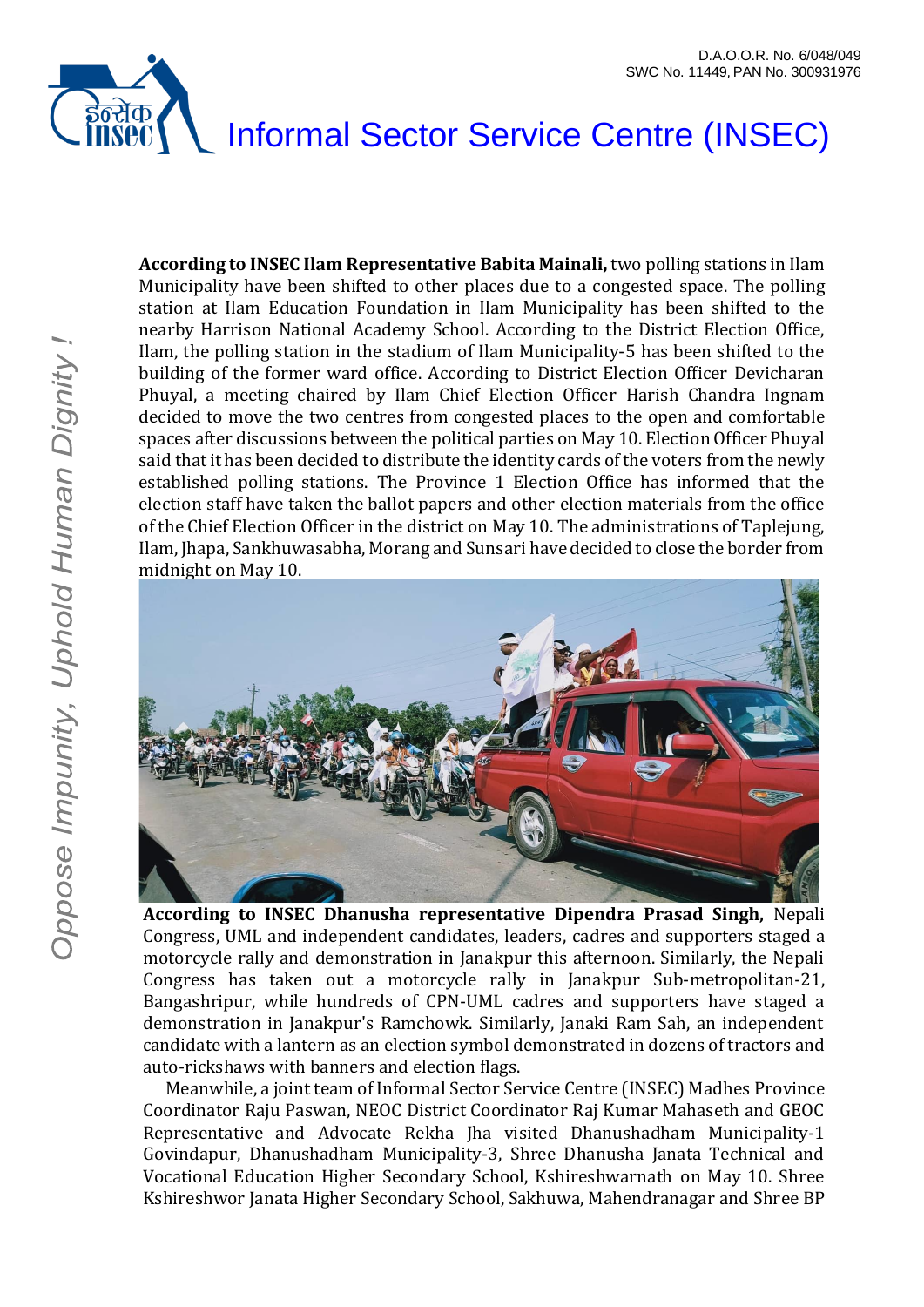**According to INSEC Ilam Representative Babita Mainali,** two polling stations in Ilam Municipality have been shifted to other places due to a congested space. The polling station at Ilam Education Foundation in Ilam Municipality has been shifted to the nearby Harrison National Academy School. According to the District Election Office, Ilam, the polling station in the stadium of Ilam Municipality-5 has been shifted to the building of the former ward office. According to District Election Officer Devicharan Phuyal, a meeting chaired by Ilam Chief Election Officer Harish Chandra Ingnam decided to move the two centres from congested places to the open and comfortable spaces after discussions between the political parties on May 10. Election Officer Phuyal said that it has been decided to distribute the identity cards of the voters from the newly established polling stations. The Province 1 Election Office has informed that the election staff have taken the ballot papers and other election materials from the office of the Chief Election Officer in the district on May 10. The administrations of Taplejung, Ilam, Jhapa, Sankhuwasabha, Morang and Sunsari have decided to close the border from midnight on May 10.

**According to INSEC Dhanusha representative Dipendra Prasad Singh,** Nepali Congress, UML and independent candidates, leaders, cadres and supporters staged a motorcycle rally and demonstration in Janakpur this afternoon. Similarly, the Nepali Congress has taken out a motorcycle rally in Janakpur Sub-metropolitan-21, Bangashripur, while hundreds of CPN-UML cadres and supporters have staged a demonstration in Janakpur's Ramchowk. Similarly, Janaki Ram Sah, an independent candidate with a lantern as an election symbol demonstrated in dozens of tractors and auto-rickshaws with banners and election flags.

Meanwhile, a joint team of Informal Sector Service Centre (INSEC) Madhes Province Coordinator Raju Paswan, NEOC District Coordinator Raj Kumar Mahaseth and GEOC Representative and Advocate Rekha Jha visited Dhanushadham Municipality-1 Govindapur, Dhanushadham Municipality-3, Shree Dhanusha Janata Technical and Vocational Education Higher Secondary School, Kshireshwarnath on May 10. Shree Kshireshwor Janata Higher Secondary School, Sakhuwa, Mahendranagar and Shree BP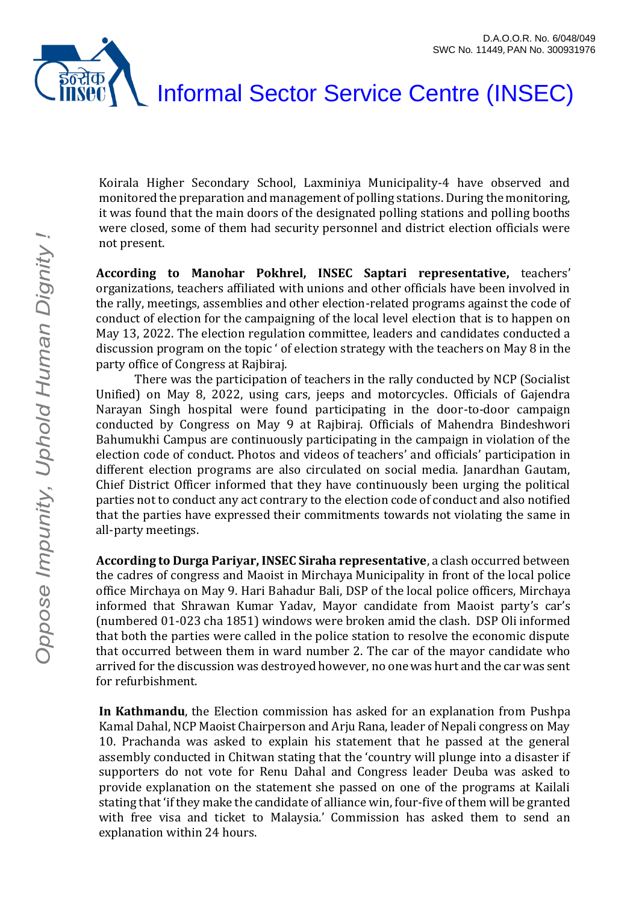Koirala Higher Secondary School, Laxminiya Municipality-4 have observed and monitored the preparation and management of polling stations. During the monitoring, it was found that the main doors of the designated polling stations and polling booths were closed, some of them had security personnel and district election officials were not present.

**According to Manohar Pokhrel, INSEC Saptari representative,** teachers' organizations, teachers affiliated with unions and other officials have been involved in the rally, meetings, assemblies and other election-related programs against the code of conduct of election for the campaigning of the local level election that is to happen on May 13, 2022. The election regulation committee, leaders and candidates conducted a discussion program on the topic ' of election strategy with the teachers on May 8 in the party office of Congress at Rajbiraj.

There was the participation of teachers in the rally conducted by NCP (Socialist Unified) on May 8, 2022, using cars, jeeps and motorcycles. Officials of Gajendra Narayan Singh hospital were found participating in the door-to-door campaign conducted by Congress on May 9 at Rajbiraj. Officials of Mahendra Bindeshwori Bahumukhi Campus are continuously participating in the campaign in violation of the election code of conduct. Photos and videos of teachers' and officials' participation in different election programs are also circulated on social media. Janardhan Gautam, Chief District Officer informed that they have continuously been urging the political parties not to conduct any act contrary to the election code of conduct and also notified that the parties have expressed their commitments towards not violating the same in all-party meetings.

**According to Durga Pariyar, INSEC Siraha representative**, a clash occurred between the cadres of congress and Maoist in Mirchaya Municipality in front of the local police office Mirchaya on May 9. Hari Bahadur Bali, DSP of the local police officers, Mirchaya informed that Shrawan Kumar Yadav, Mayor candidate from Maoist party's car's (numbered 01-023 cha 1851) windows were broken amid the clash. DSP Oli informed that both the parties were called in the police station to resolve the economic dispute that occurred between them in ward number 2. The car of the mayor candidate who arrived for the discussion was destroyed however, no one was hurt and the car was sent for refurbishment.

**In Kathmandu**, the Election commission has asked for an explanation from Pushpa Kamal Dahal, NCP Maoist Chairperson and Arju Rana, leader of Nepali congress on May 10. Prachanda was asked to explain his statement that he passed at the general assembly conducted in Chitwan stating that the 'country will plunge into a disaster if supporters do not vote for Renu Dahal and Congress leader Deuba was asked to provide explanation on the statement she passed on one of the programs at Kailali stating that 'if they make the candidate of alliance win, four-five of them will be granted with free visa and ticket to Malaysia.' Commission has asked them to send an explanation within 24 hours.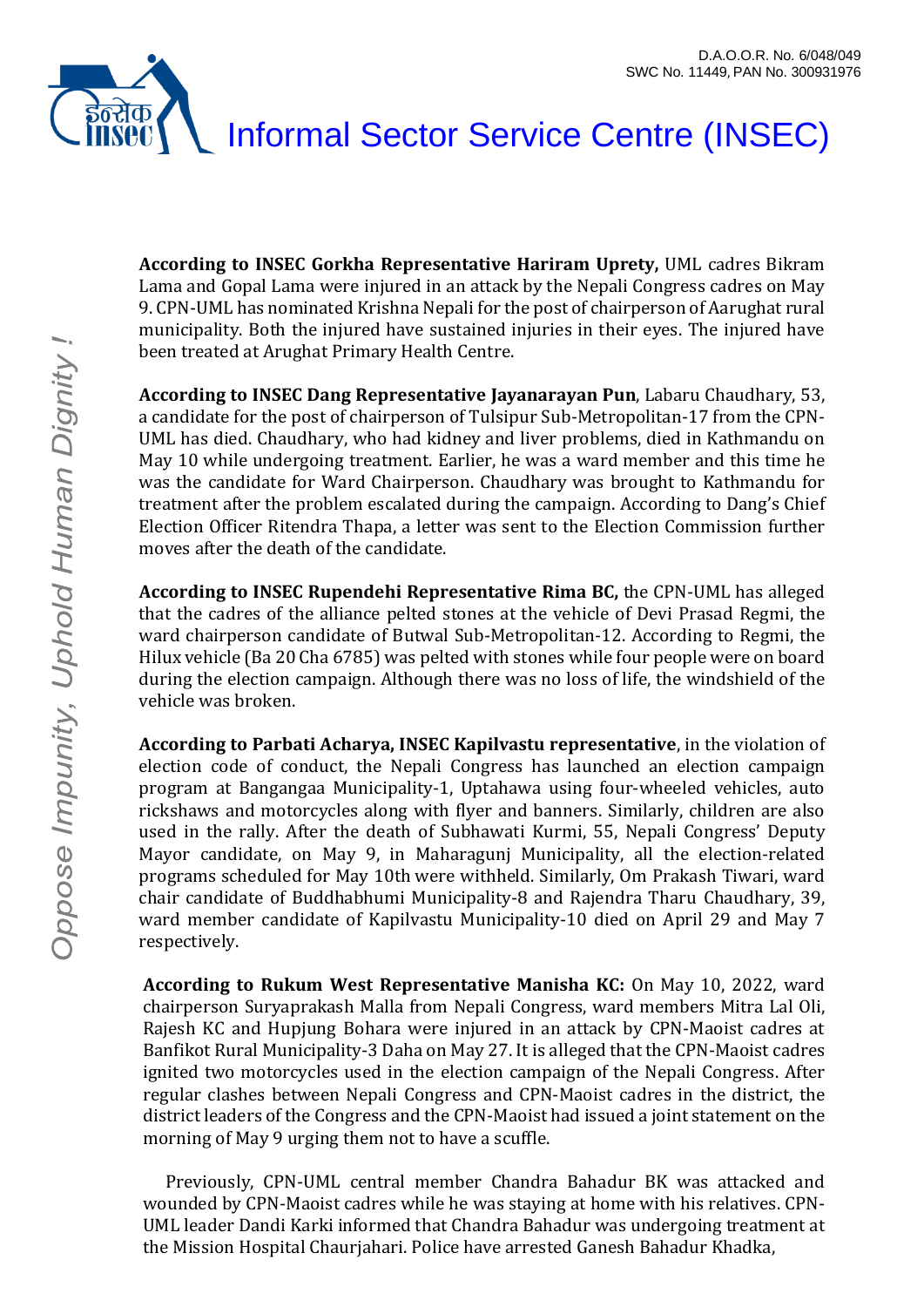**According to INSEC Gorkha Representative Hariram Uprety,** UML cadres Bikram Lama and Gopal Lama were injured in an attack by the Nepali Congress cadres on May 9. CPN-UML has nominated Krishna Nepali for the post of chairperson of Aarughat rural municipality. Both the injured have sustained injuries in their eyes. The injured have been treated at Arughat Primary Health Centre.

**According to INSEC Dang Representative Jayanarayan Pun**, Labaru Chaudhary, 53, a candidate for the post of chairperson of Tulsipur Sub-Metropolitan-17 from the CPN-UML has died. Chaudhary, who had kidney and liver problems, died in Kathmandu on May 10 while undergoing treatment. Earlier, he was a ward member and this time he was the candidate for Ward Chairperson. Chaudhary was brought to Kathmandu for treatment after the problem escalated during the campaign. According to Dang's Chief Election Officer Ritendra Thapa, a letter was sent to the Election Commission further moves after the death of the candidate.

**According to INSEC Rupendehi Representative Rima BC,** the CPN-UML has alleged that the cadres of the alliance pelted stones at the vehicle of Devi Prasad Regmi, the ward chairperson candidate of Butwal Sub-Metropolitan-12. According to Regmi, the Hilux vehicle (Ba 20 Cha 6785) was pelted with stones while four people were on board during the election campaign. Although there was no loss of life, the windshield of the vehicle was broken.

**According to Parbati Acharya, INSEC Kapilvastu representative**, in the violation of election code of conduct, the Nepali Congress has launched an election campaign program at Bangangaa Municipality-1, Uptahawa using four-wheeled vehicles, auto rickshaws and motorcycles along with flyer and banners. Similarly, children are also used in the rally. After the death of Subhawati Kurmi, 55, Nepali Congress' Deputy Mayor candidate, on May 9, in Maharagunj Municipality, all the election-related programs scheduled for May 10th were withheld. Similarly, Om Prakash Tiwari, ward chair candidate of Buddhabhumi Municipality-8 and Rajendra Tharu Chaudhary, 39, ward member candidate of Kapilvastu Municipality-10 died on April 29 and May 7 respectively.

**According to Rukum West Representative Manisha KC:** On May 10, 2022, ward chairperson Suryaprakash Malla from Nepali Congress, ward members Mitra Lal Oli, Rajesh KC and Hupjung Bohara were injured in an attack by CPN-Maoist cadres at Banfikot Rural Municipality-3 Daha on May 27. It is alleged that the CPN-Maoist cadres ignited two motorcycles used in the election campaign of the Nepali Congress. After regular clashes between Nepali Congress and CPN-Maoist cadres in the district, the district leaders of the Congress and the CPN-Maoist had issued a joint statement on the morning of May 9 urging them not to have a scuffle.

Previously, CPN-UML central member Chandra Bahadur BK was attacked and wounded by CPN-Maoist cadres while he was staying at home with his relatives. CPN-UML leader Dandi Karki informed that Chandra Bahadur was undergoing treatment at the Mission Hospital Chaurjahari. Police have arrested Ganesh Bahadur Khadka,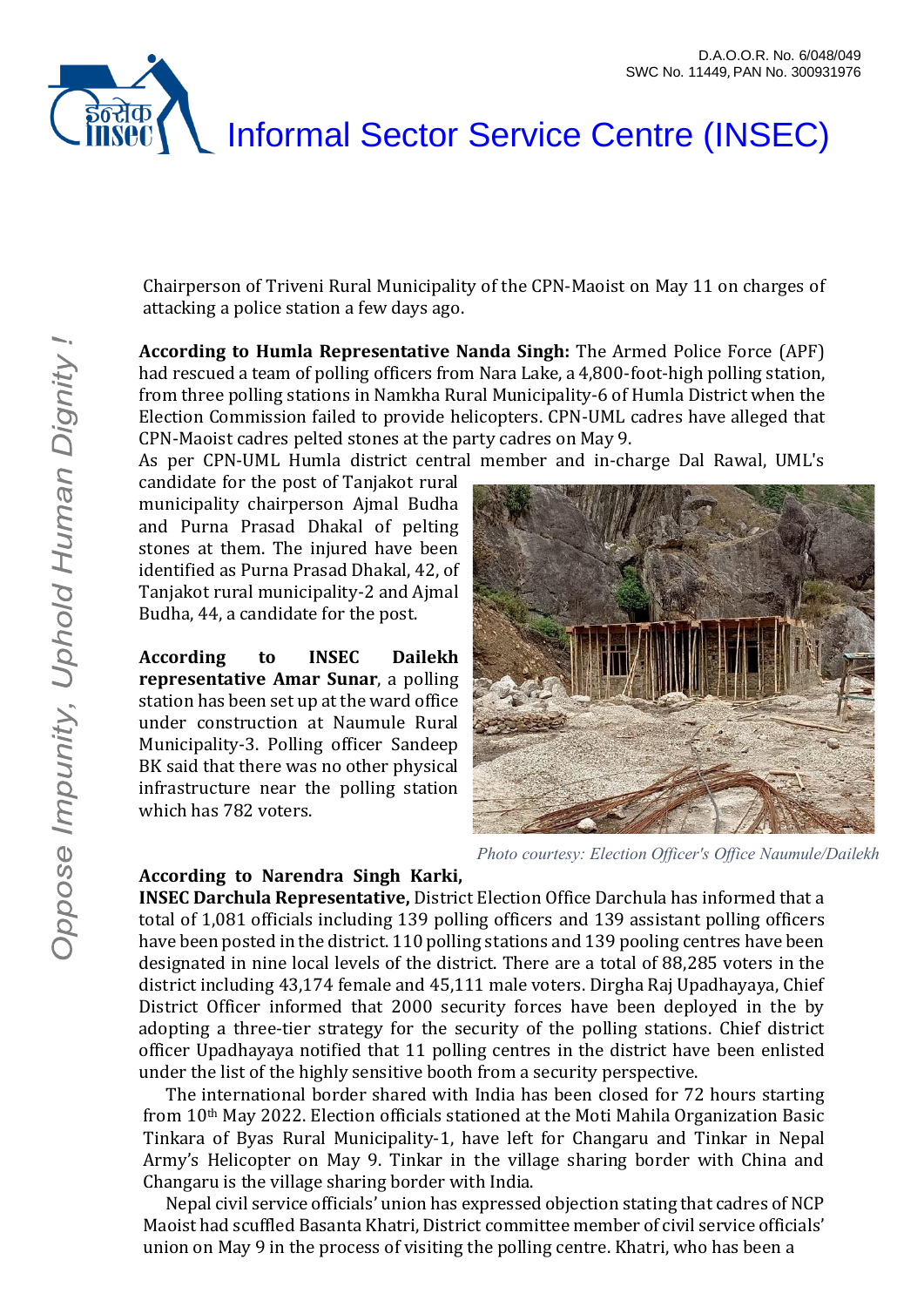Chairperson of Triveni Rural Municipality of the CPN-Maoist on May 11 on charges of attacking a police station a few days ago.

**According to Humla Representative Nanda Singh:** The Armed Police Force (APF) had rescued a team of polling officers from Nara Lake, a 4,800-foot-high polling station, from three polling stations in Namkha Rural Municipality-6 of Humla District when the Election Commission failed to provide helicopters. CPN-UML cadres have alleged that CPN-Maoist cadres pelted stones at the party cadres on May 9.

As per CPN-UML Humla district central member and in-charge Dal Rawal, UML's candidate for the post of Tanjakot rural municipality chairperson Ajmal Budha and Purna Prasad Dhakal of pelting stones at them. The injured have been identified as Purna Prasad Dhakal, 42, of Tanjakot rural municipality-2 and Ajmal Budha, 44, a candidate for the post.

**According to INSEC Dailekh representative Amar Sunar**, a polling station has been set up at the ward office under construction at Naumule Rural Municipality-3. Polling officer Sandeep BK said that there was no other physical infrastructure near the polling station which has 782 voters.

*Photo courtesy: Election Officer's Office Naumule/Dailekh*

**According to Narendra Singh Karki, INSEC Darchula Representative,** District Election Office Darchula has informed that a total of 1,081 officials including 139 polling officers and 139 assistant polling officers have been posted in the district. 110 polling stations and 139 pooling centres have been designated in nine local levels of the district. There are a total of 88,285 voters in the district including 43,174 female and 45,111 male voters. Dirgha Raj Upadhayaya, Chief District Officer informed that 2000 security forces have been deployed in the by adopting a three-tier strategy for the security of the polling stations. Chief district officer Upadhayaya notified that 11 polling centres in the district have been enlisted under the list of the highly sensitive booth from a security perspective.

The international border shared with India has been closed for 72 hours starting from 10th May 2022. Election officials stationed at the Moti Mahila Organization Basic Tinkara of Byas Rural Municipality-1, have left for Changaru and Tinkar in Nepal Army's Helicopter on May 9. Tinkar in the village sharing border with China and Changaru is the village sharing border with India.

Nepal civil service officials' union has expressed objection stating that cadres of NCP Maoist had scuffled Basanta Khatri, District committee member of civil service officials' union on May 9 in the process of visiting the polling centre. Khatri, who has been a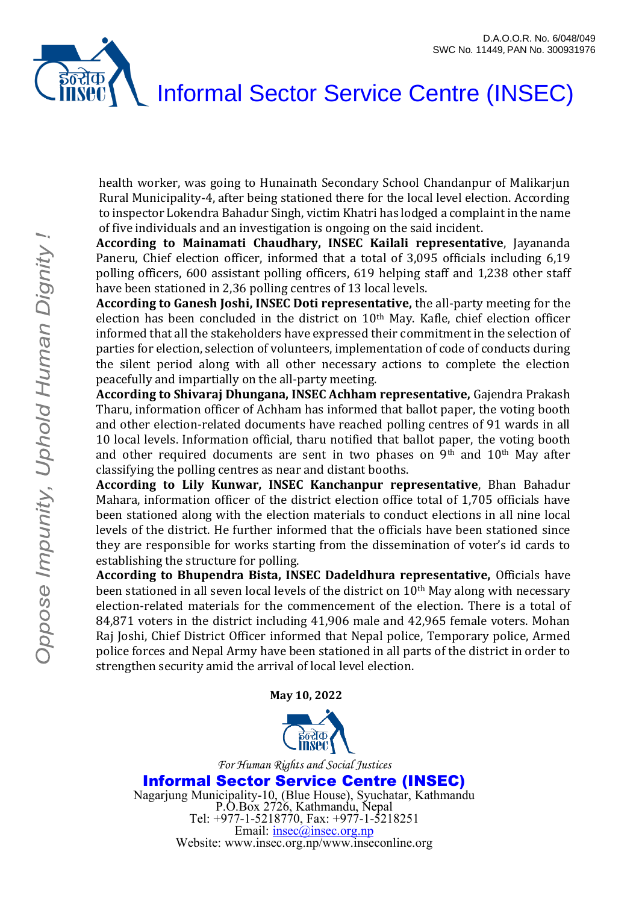health worker, was going to Hunainath Secondary School Chandanpur of Malikarjun Rural Municipality-4, after being stationed there for the local level election. According to inspector Lokendra Bahadur Singh, victim Khatri has lodged a complaint in the name of five individuals and an investigation is ongoing on the said incident.

**According to Mainamati Chaudhary, INSEC Kailali representative**, Jayananda Paneru, Chief election officer, informed that a total of 3,095 officials including 6,19 polling officers, 600 assistant polling officers, 619 helping staff and 1,238 other staff have been stationed in 2,36 polling centres of 13 local levels.

**According to Ganesh Joshi, INSEC Doti representative,** the all-party meeting for the election has been concluded in the district on 10th May. Kafle, chief election officer informed that all the stakeholders have expressed their commitment in the selection of parties for election, selection of volunteers, implementation of code of conducts during the silent period along with all other necessary actions to complete the election peacefully and impartially on the all-party meeting.

**According to Shivaraj Dhungana, INSEC Achham representative,** Gajendra Prakash Tharu, information officer of Achham has informed that ballot paper, the voting booth and other election-related documents have reached polling centres of 91 wards in all 10 local levels. Information official, tharu notified that ballot paper, the voting booth and other required documents are sent in two phases on 9th and 10th May after classifying the polling centres as near and distant booths.

**According to Lily Kunwar, INSEC Kanchanpur representative**, Bhan Bahadur Mahara, information officer of the district election office total of 1,705 officials have been stationed along with the election materials to conduct elections in all nine local levels of the district. He further informed that the officials have been stationed since they are responsible for works starting from the dissemination of voter's id cards to establishing the structure for polling.

**According to Bhupendra Bista, INSEC Dadeldhura representative,** Officials have been stationed in all seven local levels of the district on 10th May along with necessary election-related materials for the commencement of the election. There is a total of 84,871 voters in the district including 41,906 male and 42,965 female voters. Mohan Raj Joshi, Chief District Officer informed that Nepal police, Temporary police, Armed police forces and Nepal Army have been stationed in all parts of the district in order to strengthen security amid the arrival of local level election.

**May 10, 2022**

*For Human Rights and Social Justices*

**Informal Sector Service Centre (INSEC)**

Nagarjung Municipality-10, (Blue House), Syuchatar, Kathmandu
P.O.Box 2726, Kathmandu, Nepal
Tel: +977-1-5218770, Fax: +977-1-5218251
Email: insec@insec.org.np
Website: www.insec.org.np/www.inseconline.org